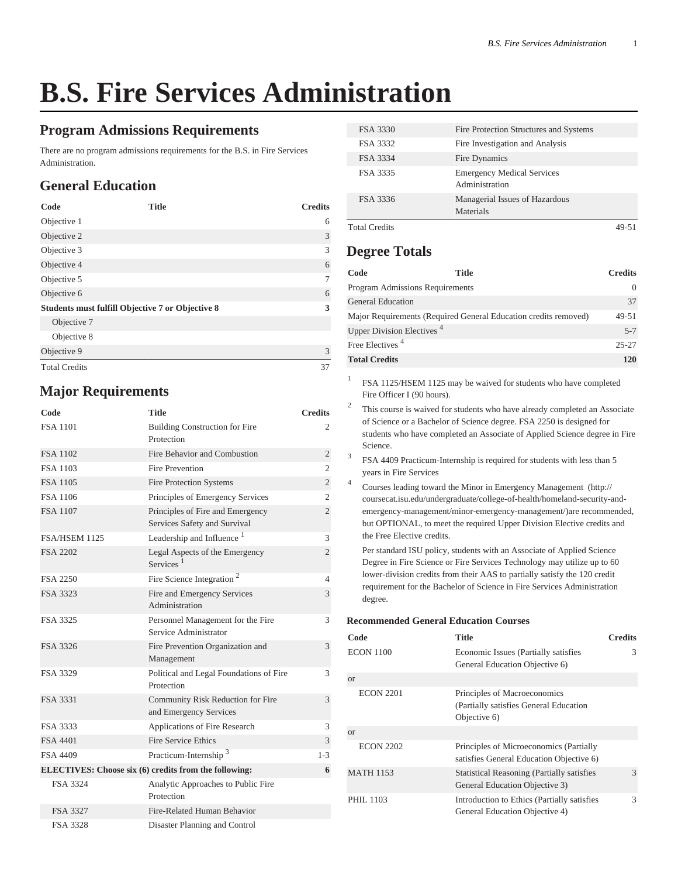# B.S. Fire Services Administration

## Program Admissions Requirements

There are no program admissions requirements for the B.S. in Fire Services Administration.

## General Education

| Code | Title | Credits |
|---|---|---|
| Objective 1 | | 6 |
| Objective 2 | | 3 |
| Objective 3 | | 3 |
| Objective 4 | | 6 |
| Objective 5 | | 7 |
| Objective 6 | | 6 |
| **Students must fulfill Objective 7 or Objective 8** | | **3** |
| Objective 7 | | |
| Objective 8 | | |
| Objective 9 | | 3 |
| Total Credits | | 37 |

## Major Requirements

| Code | Title | Credits |
|---|---|---|
| FSA 1101 | Building Construction for Fire Protection | 2 |
| FSA 1102 | Fire Behavior and Combustion | 2 |
| FSA 1103 | Fire Prevention | 2 |
| FSA 1105 | Fire Protection Systems | 2 |
| FSA 1106 | Principles of Emergency Services | 2 |
| FSA 1107 | Principles of Fire and Emergency Services Safety and Survival | 2 |
| FSA/HSEM 1125 | Leadership and Influence [1] | 3 |
| FSA 2202 | Legal Aspects of the Emergency Services [1] | 2 |
| FSA 2250 | Fire Science Integration [2] | 4 |
| FSA 3323 | Fire and Emergency Services Administration | 3 |
| FSA 3325 | Personnel Management for the Fire Service Administrator | 3 |
| FSA 3326 | Fire Prevention Organization and Management | 3 |
| FSA 3329 | Political and Legal Foundations of Fire Protection | 3 |
| FSA 3331 | Community Risk Reduction for Fire and Emergency Services | 3 |
| FSA 3333 | Applications of Fire Research | 3 |
| FSA 4401 | Fire Service Ethics | 3 |
| FSA 4409 | Practicum-Internship [3] | 1-3 |
| **ELECTIVES: Choose six (6) credits from the following:** | | **6** |
| FSA 3324 | Analytic Approaches to Public Fire Protection | |
| FSA 3327 | Fire-Related Human Behavior | |
| FSA 3328 | Disaster Planning and Control | |
| FSA 3330 | Fire Protection Structures and Systems | |
| FSA 3332 | Fire Investigation and Analysis | |
| FSA 3334 | Fire Dynamics | |
| FSA 3335 | Emergency Medical Services Administration | |
| FSA 3336 | Managerial Issues of Hazardous Materials | |
| Total Credits | | 49-51 |

## Degree Totals

| Code | Title | Credits |
|---|---|---|
| Program Admissions Requirements | | 0 |
| General Education | | 37 |
| Major Requirements (Required General Education credits removed) | | 49-51 |
| Upper Division Electives [4] | | 5-7 |
| Free Electives [4] | | 25-27 |
| **Total Credits** | | **120** |

1. FSA 1125/HSEM 1125 may be waived for students who have completed Fire Officer I (90 hours).
2. This course is waived for students who have already completed an Associate of Science or a Bachelor of Science degree. FSA 2250 is designed for students who have completed an Associate of Applied Science degree in Fire Science.
3. FSA 4409 Practicum-Internship is required for students with less than 5 years in Fire Services
4. Courses leading toward the Minor in Emergency Management (http://coursecat.isu.edu/undergraduate/college-of-health/homeland-security-and-emergency-management/minor-emergency-management/)are recommended, but OPTIONAL, to meet the required Upper Division Elective credits and the Free Elective credits.

   Per standard ISU policy, students with an Associate of Applied Science Degree in Fire Science or Fire Services Technology may utilize up to 60 lower-division credits from their AAS to partially satisfy the 120 credit requirement for the Bachelor of Science in Fire Services Administration degree.

### Recommended General Education Courses

| Code | Title | Credits |
|---|---|---|
| ECON 1100 | Economic Issues (Partially satisfies General Education Objective 6) | 3 |
| or | | |
| ECON 2201 | Principles of Macroeconomics (Partially satisfies General Education Objective 6) | |
| or | | |
| ECON 2202 | Principles of Microeconomics (Partially satisfies General Education Objective 6) | |
| MATH 1153 | Statistical Reasoning (Partially satisfies General Education Objective 3) | 3 |
| PHIL 1103 | Introduction to Ethics (Partially satisfies General Education Objective 4) | 3 |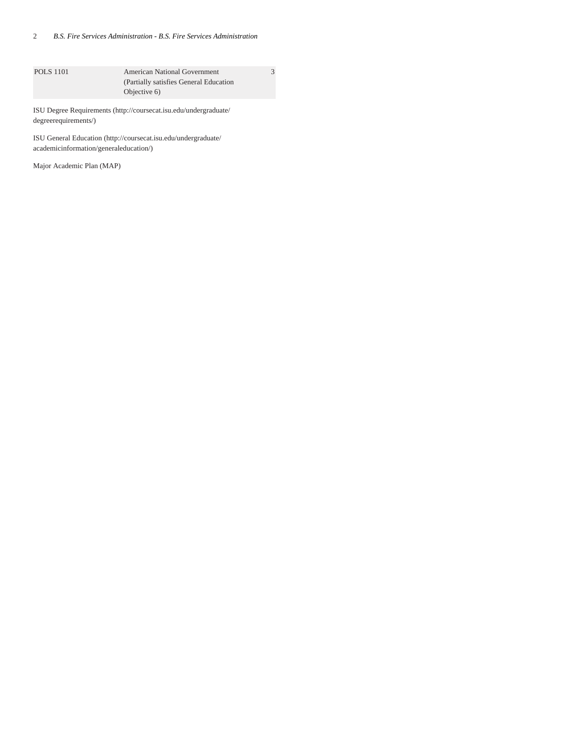| | | |
|---|---|---|
| POLS 1101 | American National Government (Partially satisfies General Education Objective 6) | 3 |

ISU Degree Requirements (http://coursecat.isu.edu/undergraduate/degreerequirements/)

ISU General Education (http://coursecat.isu.edu/undergraduate/academicinformation/generaleducation/)

Major Academic Plan (MAP)